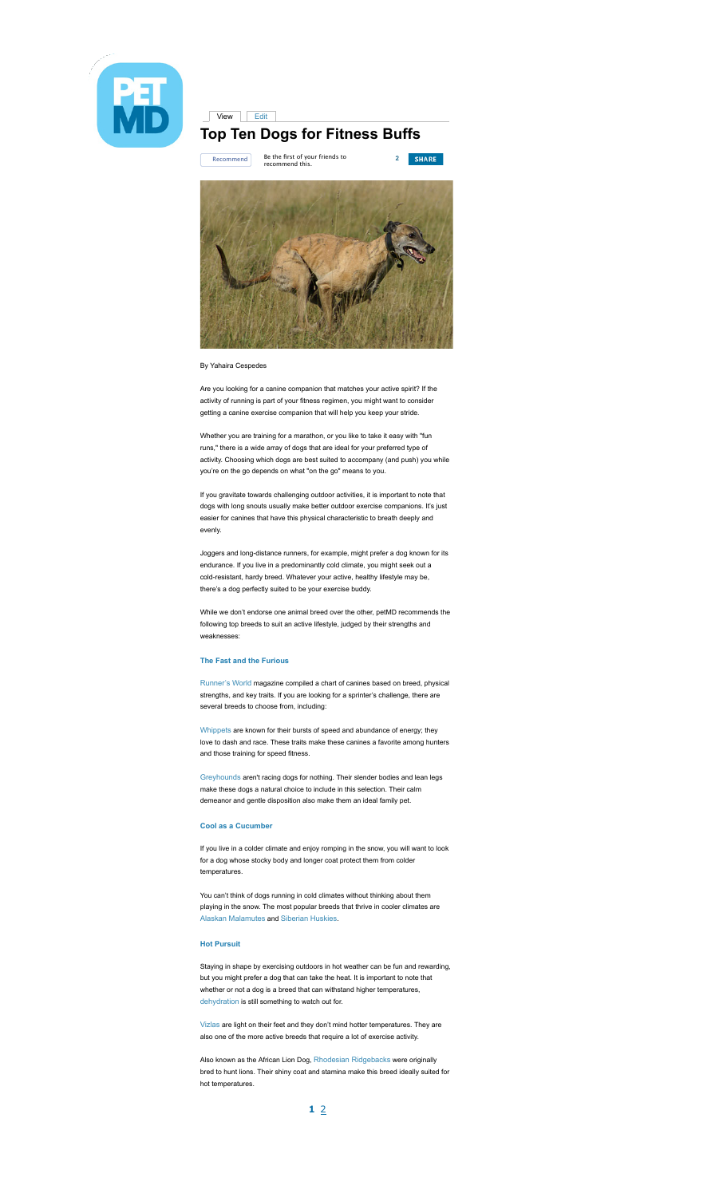# Top Ten Dogs for Fitness Buffs

By Yahaira Cespedes

Are you looking for a canine companion that matches your active spirit? If the activity of running is part of your fitness regimen, you might want to consider getting a canine exercise companion that will help you keep your stride.

Whether you are training for a marathon, or you like to take it easy with "fun runs," there is a wide array of dogs that are ideal for your preferred type of activity. Choosing which dogs are best suited to accompany (and push) you while you're on the go depends on what "on the go" means to you.

If you gravitate towards challenging outdoor activities, it is important to note that dogs with long snouts usually make better outdoor exercise companions. It's just easier for canines that have this physical characteristic to breath deeply and evenly.

Joggers and long-distance runners, for example, might prefer a dog known for its endurance. If you live in a predominantly cold climate, you might seek out a cold-resistant, hardy breed. Whatever your active, healthy lifestyle may be, there's a dog perfectly suited to be your exercise buddy.

While we don't endorse one animal breed over the other, petMD recommends the following top breeds to suit an active lifestyle, judged by their strengths and weaknesses:

### The Fast and the Furious

Runner's World magazine compiled a chart of canines based on breed, physical strengths, and key traits. If you are looking for a sprinter's challenge, there are several breeds to choose from, including:

Whippets are known for their bursts of speed and abundance of energy; they love to dash and race. These traits make these canines a favorite among hunters and those training for speed fitness.

Greyhounds aren't racing dogs for nothing. Their slender bodies and lean legs make these dogs a natural choice to include in this selection. Their calm demeanor and gentle disposition also make them an ideal family pet.

### Cool as a Cucumber

If you live in a colder climate and enjoy romping in the snow, you will want to look for a dog whose stocky body and longer coat protect them from colder temperatures.

You can't think of dogs running in cold climates without thinking about them playing in the snow. The most popular breeds that thrive in cooler climates are Alaskan Malamutes and Siberian Huskies.

### Hot Pursuit

Staying in shape by exercising outdoors in hot weather can be fun and rewarding, but you might prefer a dog that can take the heat. It is important to note that whether or not a dog is a breed that can withstand higher temperatures, dehydration is still something to watch out for.

Vizlas are light on their feet and they don't mind hotter temperatures. They are also one of the more active breeds that require a lot of exercise activity.

Also known as the African Lion Dog, Rhodesian Ridgebacks were originally bred to hunt lions. Their shiny coat and stamina make this breed ideally suited for hot temperatures.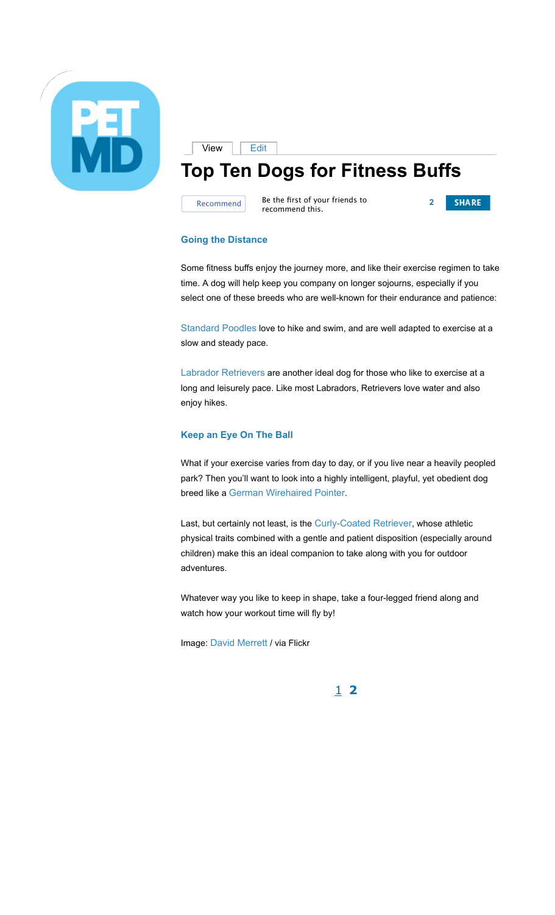# Top Ten Dogs for Fitness Buffs

## Going the Distance

Some fitness buffs enjoy the journey more, and like their exercise regimen to take time. A dog will help keep you company on longer sojourns, especially if you select one of these breeds who are well-known for their endurance and patience:

Standard Poodles love to hike and swim, and are well adapted to exercise at a slow and steady pace.

Labrador Retrievers are another ideal dog for those who like to exercise at a long and leisurely pace. Like most Labradors, Retrievers love water and also enjoy hikes.

## Keep an Eye On The Ball

What if your exercise varies from day to day, or if you live near a heavily peopled park? Then you'll want to look into a highly intelligent, playful, yet obedient dog breed like a German Wirehaired Pointer.

Last, but certainly not least, is the Curly-Coated Retriever, whose athletic physical traits combined with a gentle and patient disposition (especially around children) make this an ideal companion to take along with you for outdoor adventures.

Whatever way you like to keep in shape, take a four-legged friend along and watch how your workout time will fly by!

Image: David Merrett / via Flickr